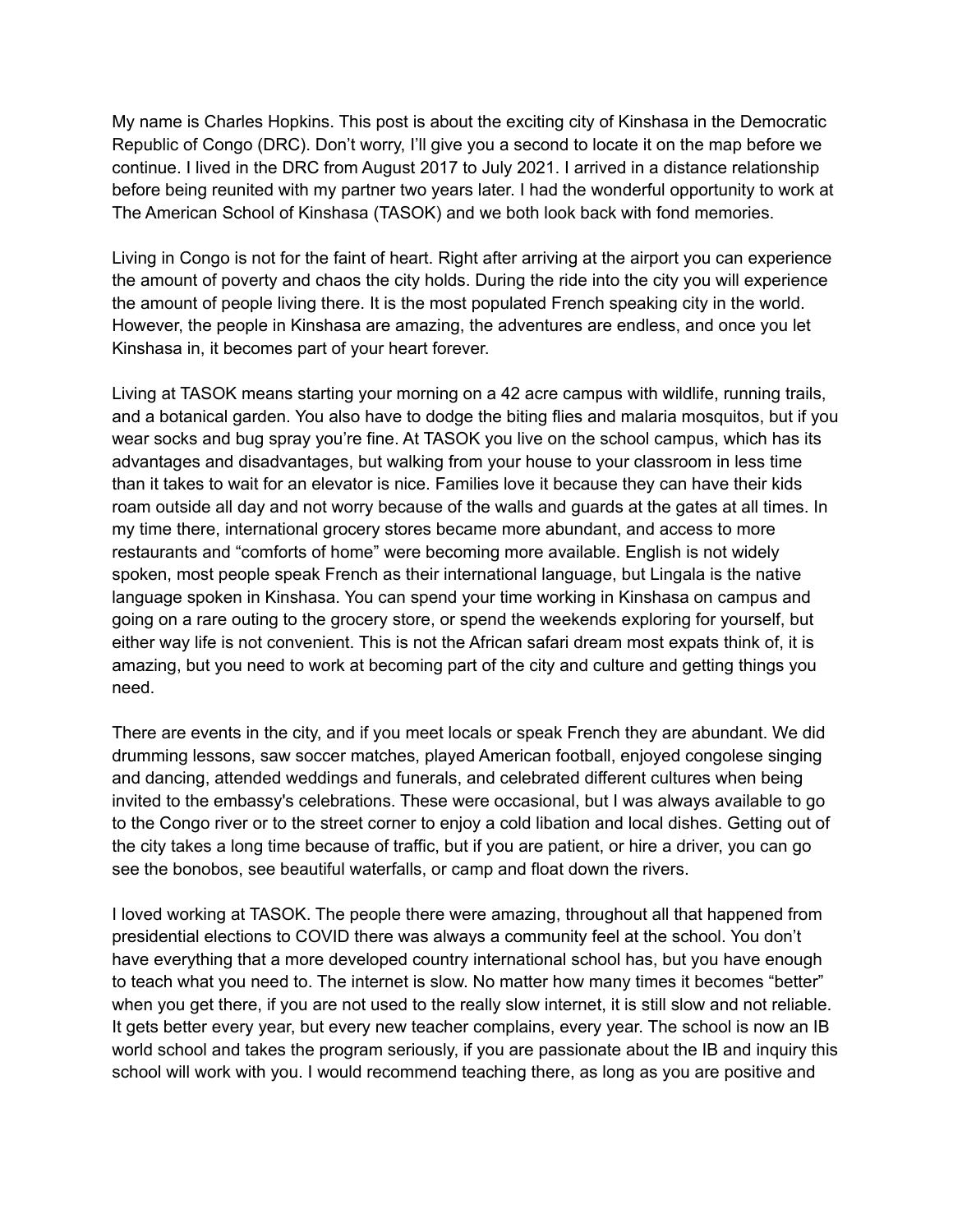My name is Charles Hopkins. This post is about the exciting city of Kinshasa in the Democratic Republic of Congo (DRC). Don't worry, I'll give you a second to locate it on the map before we continue. I lived in the DRC from August 2017 to July 2021. I arrived in a distance relationship before being reunited with my partner two years later. I had the wonderful opportunity to work at The American School of Kinshasa (TASOK) and we both look back with fond memories.

Living in Congo is not for the faint of heart. Right after arriving at the airport you can experience the amount of poverty and chaos the city holds. During the ride into the city you will experience the amount of people living there. It is the most populated French speaking city in the world. However, the people in Kinshasa are amazing, the adventures are endless, and once you let Kinshasa in, it becomes part of your heart forever.

Living at TASOK means starting your morning on a 42 acre campus with wildlife, running trails, and a botanical garden. You also have to dodge the biting flies and malaria mosquitos, but if you wear socks and bug spray you're fine. At TASOK you live on the school campus, which has its advantages and disadvantages, but walking from your house to your classroom in less time than it takes to wait for an elevator is nice. Families love it because they can have their kids roam outside all day and not worry because of the walls and guards at the gates at all times. In my time there, international grocery stores became more abundant, and access to more restaurants and "comforts of home" were becoming more available. English is not widely spoken, most people speak French as their international language, but Lingala is the native language spoken in Kinshasa. You can spend your time working in Kinshasa on campus and going on a rare outing to the grocery store, or spend the weekends exploring for yourself, but either way life is not convenient. This is not the African safari dream most expats think of, it is amazing, but you need to work at becoming part of the city and culture and getting things you need.

There are events in the city, and if you meet locals or speak French they are abundant. We did drumming lessons, saw soccer matches, played American football, enjoyed congolese singing and dancing, attended weddings and funerals, and celebrated different cultures when being invited to the embassy's celebrations. These were occasional, but I was always available to go to the Congo river or to the street corner to enjoy a cold libation and local dishes. Getting out of the city takes a long time because of traffic, but if you are patient, or hire a driver, you can go see the bonobos, see beautiful waterfalls, or camp and float down the rivers.

I loved working at TASOK. The people there were amazing, throughout all that happened from presidential elections to COVID there was always a community feel at the school. You don't have everything that a more developed country international school has, but you have enough to teach what you need to. The internet is slow. No matter how many times it becomes "better" when you get there, if you are not used to the really slow internet, it is still slow and not reliable. It gets better every year, but every new teacher complains, every year. The school is now an IB world school and takes the program seriously, if you are passionate about the IB and inquiry this school will work with you. I would recommend teaching there, as long as you are positive and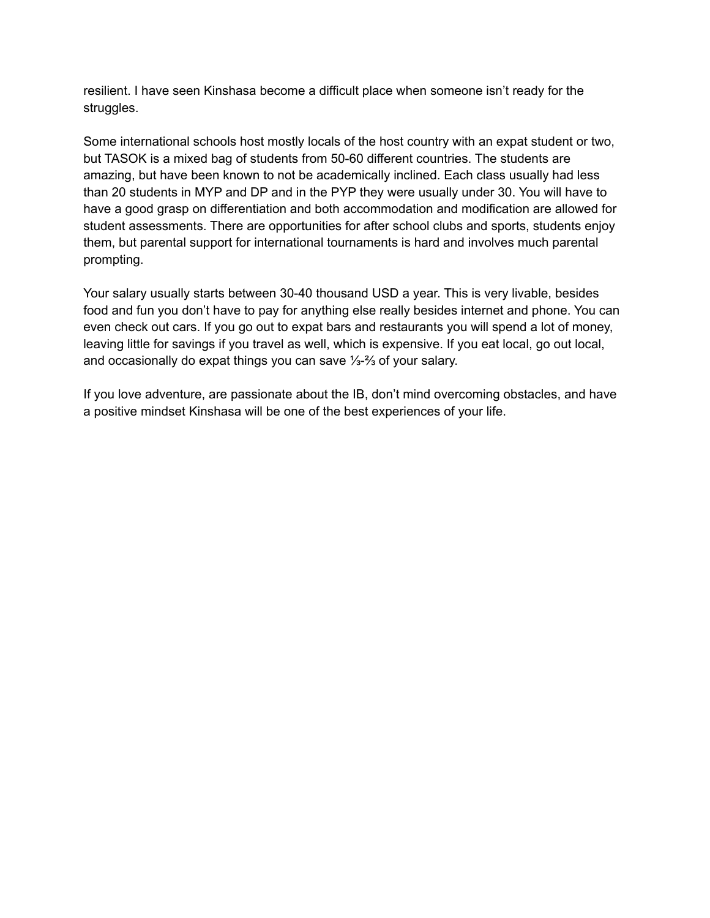resilient. I have seen Kinshasa become a difficult place when someone isn't ready for the struggles.

Some international schools host mostly locals of the host country with an expat student or two, but TASOK is a mixed bag of students from 50-60 different countries. The students are amazing, but have been known to not be academically inclined. Each class usually had less than 20 students in MYP and DP and in the PYP they were usually under 30. You will have to have a good grasp on differentiation and both accommodation and modification are allowed for student assessments. There are opportunities for after school clubs and sports, students enjoy them, but parental support for international tournaments is hard and involves much parental prompting.

Your salary usually starts between 30-40 thousand USD a year. This is very livable, besides food and fun you don't have to pay for anything else really besides internet and phone. You can even check out cars. If you go out to expat bars and restaurants you will spend a lot of money, leaving little for savings if you travel as well, which is expensive. If you eat local, go out local, and occasionally do expat things you can save ⅓-⅔ of your salary.

If you love adventure, are passionate about the IB, don't mind overcoming obstacles, and have a positive mindset Kinshasa will be one of the best experiences of your life.